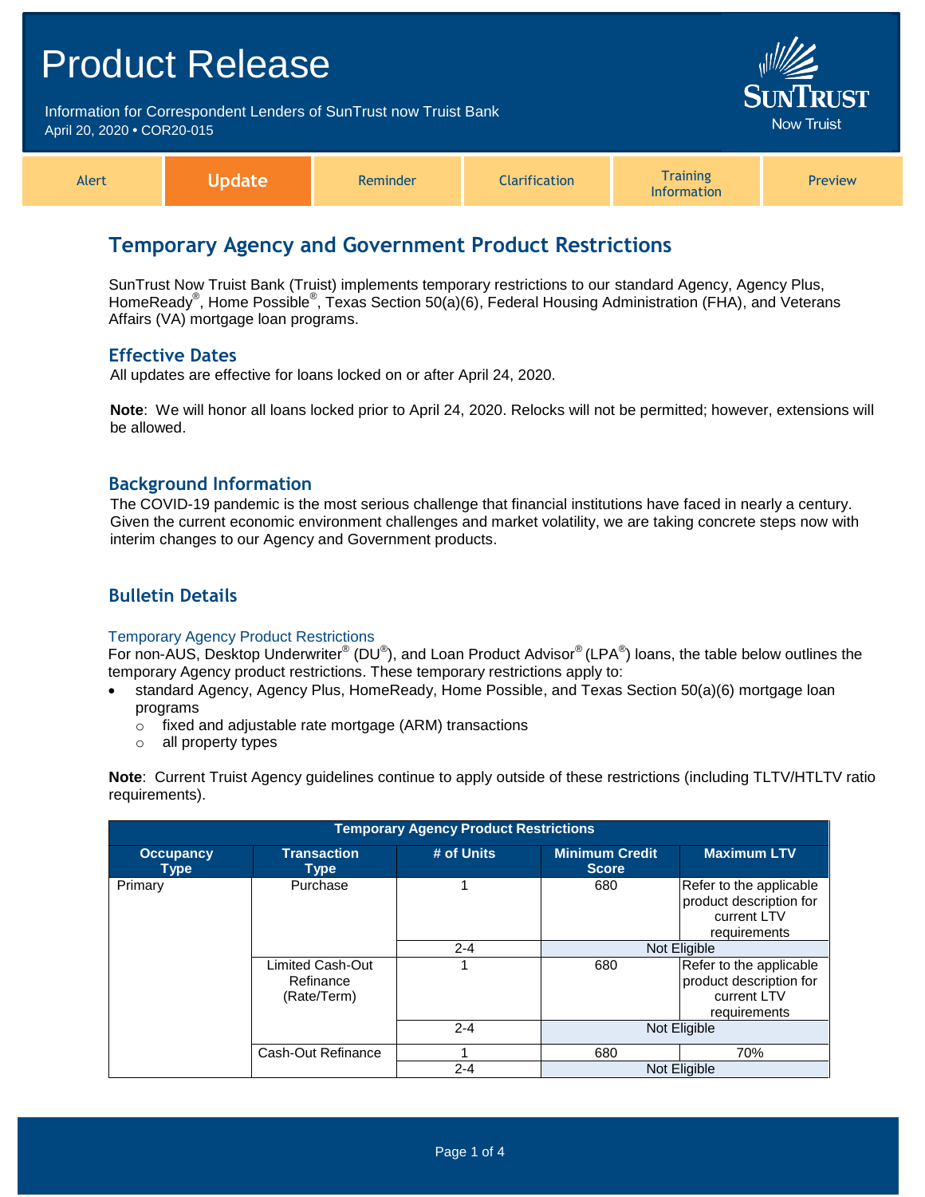# Product Release

Information for Correspondent Lenders of SunTrust now Truist Bank
April 20, 2020 • COR20-015

SunTrust Now Truist

Alert | **Update** | Reminder | Clarification | Training Information | Preview

## Temporary Agency and Government Product Restrictions

SunTrust Now Truist Bank (Truist) implements temporary restrictions to our standard Agency, Agency Plus, HomeReady®, Home Possible®, Texas Section 50(a)(6), Federal Housing Administration (FHA), and Veterans Affairs (VA) mortgage loan programs.

### Effective Dates

All updates are effective for loans locked on or after April 24, 2020.

**Note**: We will honor all loans locked prior to April 24, 2020. Relocks will not be permitted; however, extensions will be allowed.

### Background Information

The COVID-19 pandemic is the most serious challenge that financial institutions have faced in nearly a century. Given the current economic environment challenges and market volatility, we are taking concrete steps now with interim changes to our Agency and Government products.

### Bulletin Details

#### Temporary Agency Product Restrictions

For non-AUS, Desktop Underwriter® (DU®), and Loan Product Advisor® (LPA®) loans, the table below outlines the temporary Agency product restrictions. These temporary restrictions apply to:

- standard Agency, Agency Plus, HomeReady, Home Possible, and Texas Section 50(a)(6) mortgage loan programs
  - fixed and adjustable rate mortgage (ARM) transactions
  - all property types

**Note**: Current Truist Agency guidelines continue to apply outside of these restrictions (including TLTV/HTLTV ratio requirements).

| Temporary Agency Product Restrictions | | | | |
|---|---|---|---|---|
| **Occupancy Type** | **Transaction Type** | **# of Units** | **Minimum Credit Score** | **Maximum LTV** |
| Primary | Purchase | 1 | 680 | Refer to the applicable product description for current LTV requirements |
| | | 2-4 | Not Eligible | |
| | Limited Cash-Out Refinance (Rate/Term) | 1 | 680 | Refer to the applicable product description for current LTV requirements |
| | | 2-4 | Not Eligible | |
| | Cash-Out Refinance | 1 | 680 | 70% |
| | | 2-4 | Not Eligible | |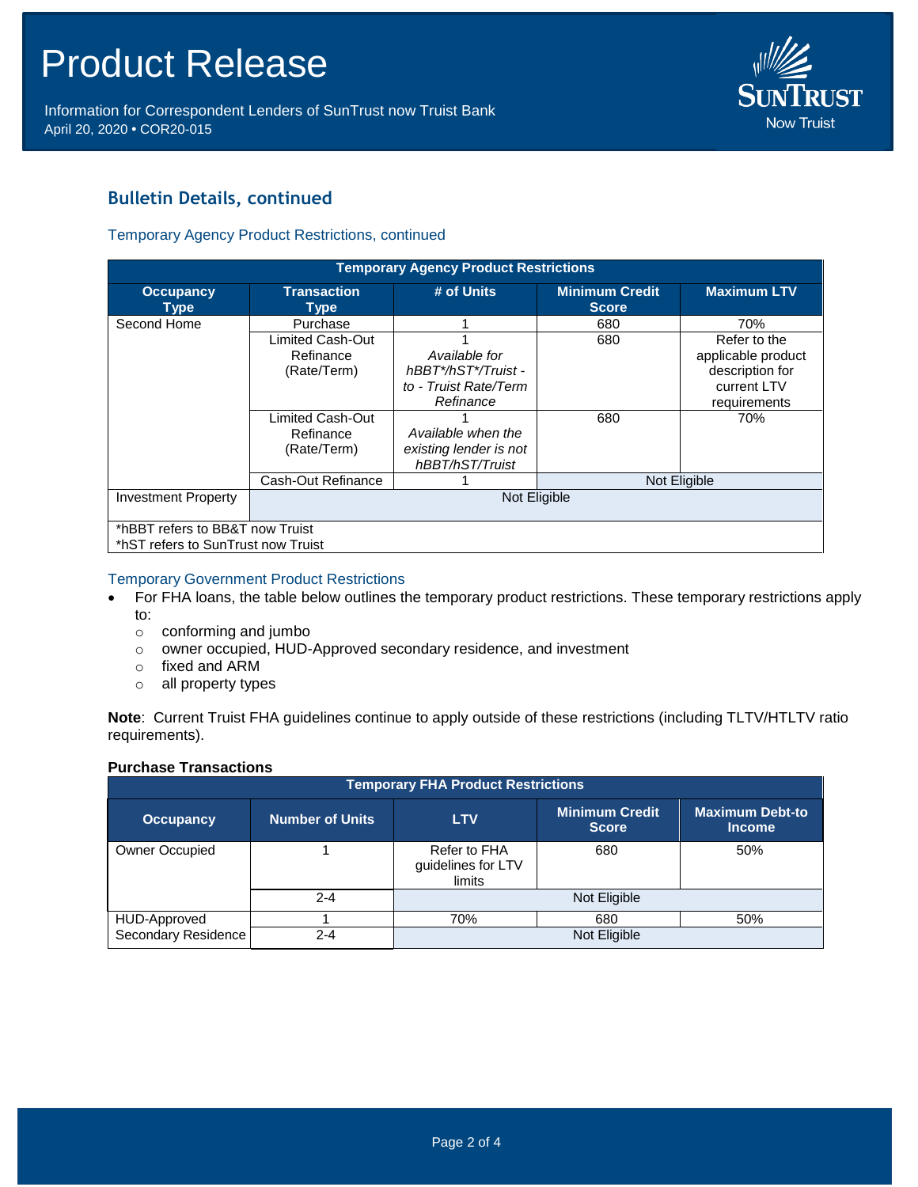## Bulletin Details, continued

### Temporary Agency Product Restrictions, continued

| Temporary Agency Product Restrictions | | | | |
|---|---|---|---|---|
| **Occupancy Type** | **Transaction Type** | **# of Units** | **Minimum Credit Score** | **Maximum LTV** |
| Second Home | Purchase | 1 | 680 | 70% |
| | Limited Cash-Out Refinance (Rate/Term) | 1 *Available for hBBT*/hST*/Truist - to - Truist Rate/Term Refinance* | 680 | Refer to the applicable product description for current LTV requirements |
| | Limited Cash-Out Refinance (Rate/Term) | 1 *Available when the existing lender is not hBBT/hST/Truist* | 680 | 70% |
| | Cash-Out Refinance | 1 | Not Eligible | |
| Investment Property | Not Eligible | | | |
| *hBBT refers to BB&T now Truist<br>*hST refers to SunTrust now Truist | | | | |

### Temporary Government Product Restrictions

- For FHA loans, the table below outlines the temporary product restrictions. These temporary restrictions apply to:
  - conforming and jumbo
  - owner occupied, HUD-Approved secondary residence, and investment
  - fixed and ARM
  - all property types

**Note**: Current Truist FHA guidelines continue to apply outside of these restrictions (including TLTV/HTLTV ratio requirements).

**Purchase Transactions**

| Temporary FHA Product Restrictions | | | | |
|---|---|---|---|---|
| **Occupancy** | **Number of Units** | **LTV** | **Minimum Credit Score** | **Maximum Debt-to Income** |
| Owner Occupied | 1 | Refer to FHA guidelines for LTV limits | 680 | 50% |
| | 2-4 | Not Eligible | | |
| HUD-Approved Secondary Residence | 1 | 70% | 680 | 50% |
| | 2-4 | Not Eligible | | |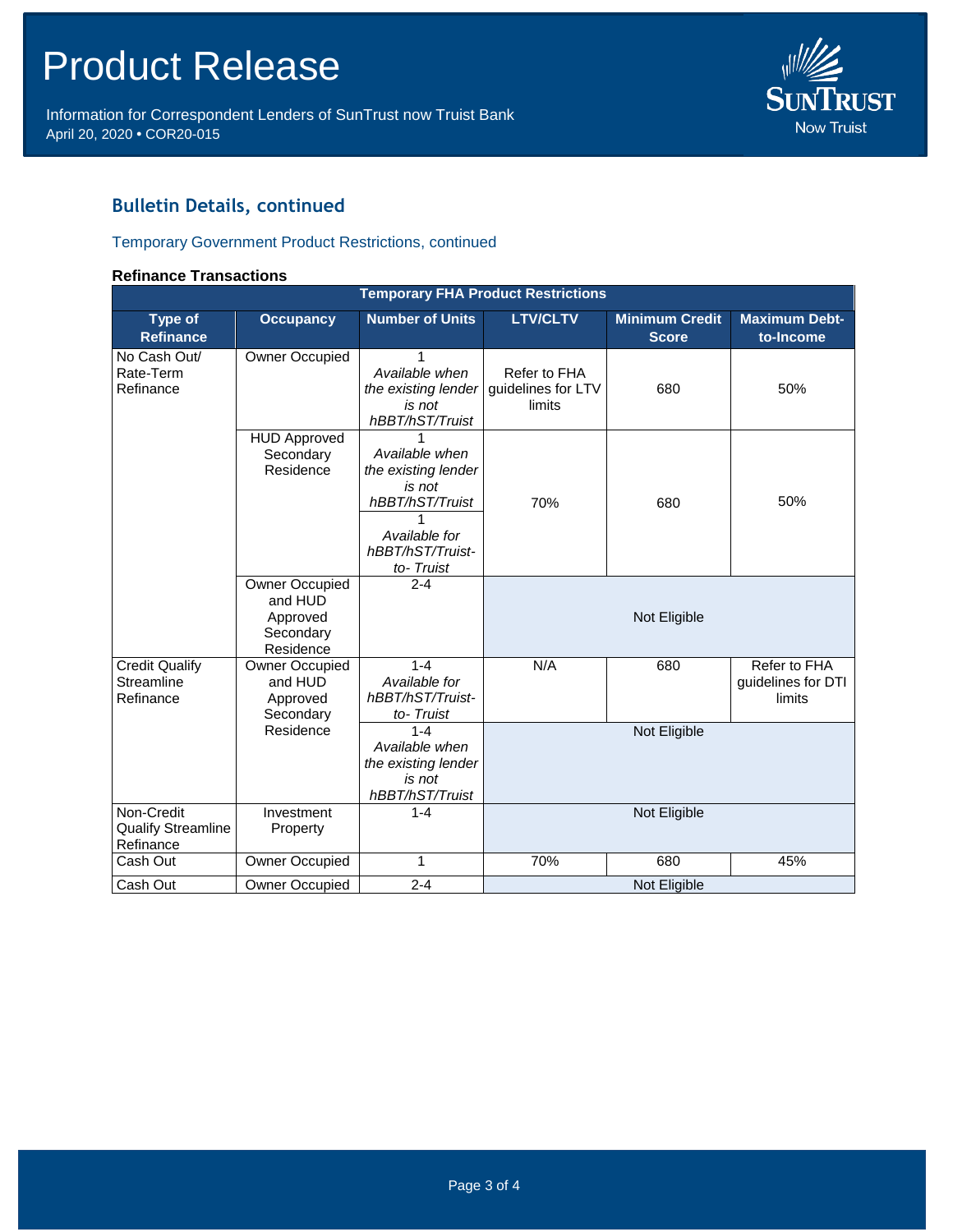## Bulletin Details, continued

Temporary Government Product Restrictions, continued

**Refinance Transactions**

| Temporary FHA Product Restrictions | | | | | |
|---|---|---|---|---|---|
| **Type of Refinance** | **Occupancy** | **Number of Units** | **LTV/CLTV** | **Minimum Credit Score** | **Maximum Debt-to-Income** |
| No Cash Out/ Rate-Term Refinance | Owner Occupied | 1 *Available when the existing lender is not hBBT/hST/Truist* | Refer to FHA guidelines for LTV limits | 680 | 50% |
| | HUD Approved Secondary Residence | 1 *Available when the existing lender is not hBBT/hST/Truist* | 70% | 680 | 50% |
| | | 1 *Available for hBBT/hST/Truist-to- Truist* | | | |
| | Owner Occupied and HUD Approved Secondary Residence | 2-4 | Not Eligible | | |
| Credit Qualify Streamline Refinance | Owner Occupied and HUD Approved Secondary Residence | 1-4 *Available for hBBT/hST/Truist-to- Truist* | N/A | 680 | Refer to FHA guidelines for DTI limits |
| | | 1-4 *Available when the existing lender is not hBBT/hST/Truist* | Not Eligible | | |
| Non-Credit Qualify Streamline Refinance | Investment Property | 1-4 | Not Eligible | | |
| Cash Out | Owner Occupied | 1 | 70% | 680 | 45% |
| Cash Out | Owner Occupied | 2-4 | Not Eligible | | |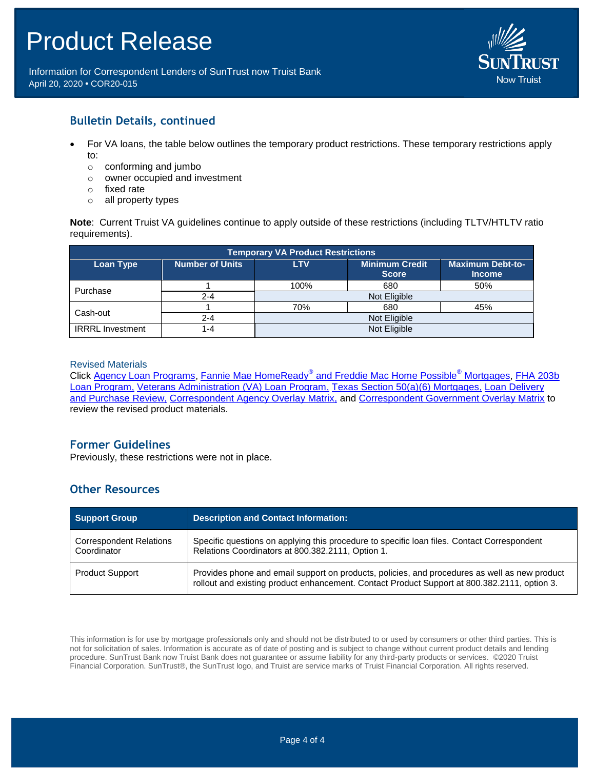## Bulletin Details, continued

- For VA loans, the table below outlines the temporary product restrictions. These temporary restrictions apply to:
  - conforming and jumbo
  - owner occupied and investment
  - fixed rate
  - all property types

**Note**: Current Truist VA guidelines continue to apply outside of these restrictions (including TLTV/HTLTV ratio requirements).

| Temporary VA Product Restrictions | | | | |
|---|---|---|---|---|
| **Loan Type** | **Number of Units** | **LTV** | **Minimum Credit Score** | **Maximum Debt-to-Income** |
| Purchase | 1 | 100% | 680 | 50% |
| | 2-4 | Not Eligible | | |
| Cash-out | 1 | 70% | 680 | 45% |
| | 2-4 | Not Eligible | | |
| IRRRL Investment | 1-4 | Not Eligible | | |

### Revised Materials

Click Agency Loan Programs, Fannie Mae HomeReady® and Freddie Mac Home Possible® Mortgages, FHA 203b Loan Program, Veterans Administration (VA) Loan Program, Texas Section 50(a)(6) Mortgages, Loan Delivery and Purchase Review, Correspondent Agency Overlay Matrix, and Correspondent Government Overlay Matrix to review the revised product materials.

## Former Guidelines

Previously, these restrictions were not in place.

## Other Resources

| Support Group | Description and Contact Information: |
|---|---|
| Correspondent Relations Coordinator | Specific questions on applying this procedure to specific loan files. Contact Correspondent Relations Coordinators at 800.382.2111, Option 1. |
| Product Support | Provides phone and email support on products, policies, and procedures as well as new product rollout and existing product enhancement. Contact Product Support at 800.382.2111, option 3. |

This information is for use by mortgage professionals only and should not be distributed to or used by consumers or other third parties. This is not for solicitation of sales. Information is accurate as of date of posting and is subject to change without current product details and lending procedure. SunTrust Bank now Truist Bank does not guarantee or assume liability for any third-party products or services. ©2020 Truist Financial Corporation. SunTrust®, the SunTrust logo, and Truist are service marks of Truist Financial Corporation. All rights reserved.